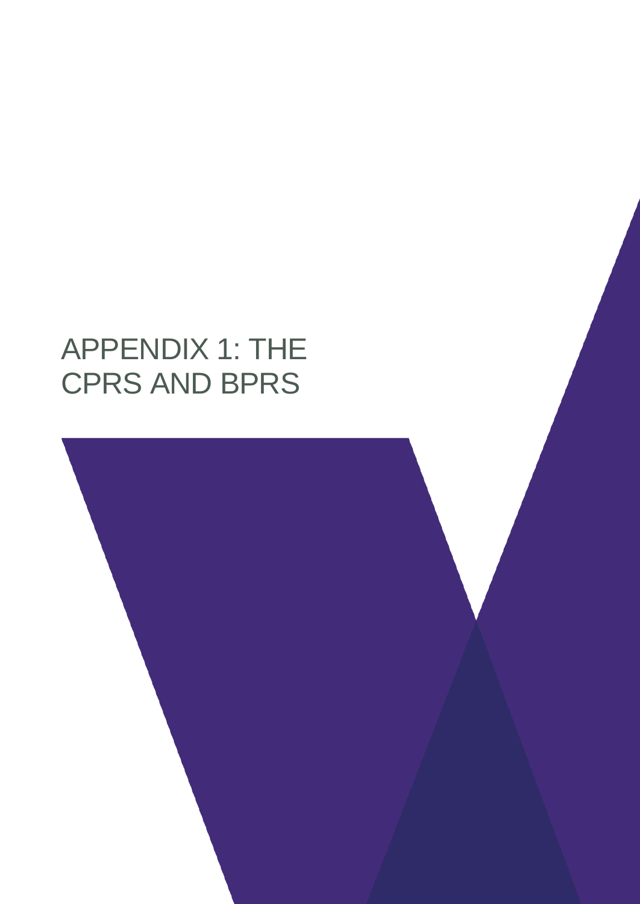# APPENDIX 1: THE CPRS AND BPRS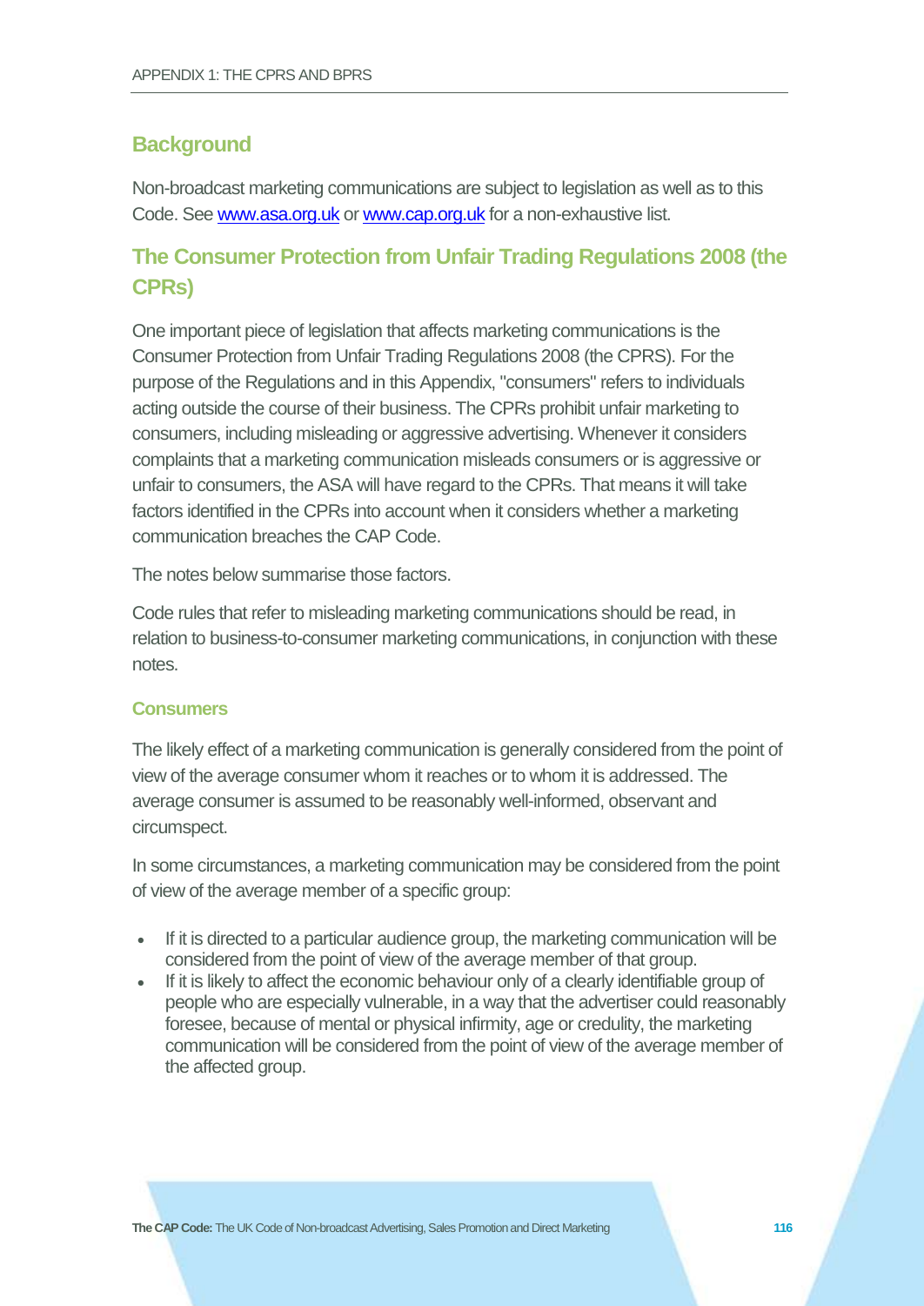## Background

Non-broadcast marketing communications are subject to legislation as well as to this Code. See [www.asa.org.uk](http://www.asa.org.uk) or [www.cap.org.uk](http://www.cap.org.uk) for a non-exhaustive list.

## The Consumer Protection from Unfair Trading Regulations 2008 (the CPRs)

One important piece of legislation that affects marketing communications is the Consumer Protection from Unfair Trading Regulations 2008 (the CPRS). For the purpose of the Regulations and in this Appendix, "consumers" refers to individuals acting outside the course of their business. The CPRs prohibit unfair marketing to consumers, including misleading or aggressive advertising. Whenever it considers complaints that a marketing communication misleads consumers or is aggressive or unfair to consumers, the ASA will have regard to the CPRs. That means it will take factors identified in the CPRs into account when it considers whether a marketing communication breaches the CAP Code.

The notes below summarise those factors.

Code rules that refer to misleading marketing communications should be read, in relation to business-to-consumer marketing communications, in conjunction with these notes.

### Consumers

The likely effect of a marketing communication is generally considered from the point of view of the average consumer whom it reaches or to whom it is addressed. The average consumer is assumed to be reasonably well-informed, observant and circumspect.

In some circumstances, a marketing communication may be considered from the point of view of the average member of a specific group:

- If it is directed to a particular audience group, the marketing communication will be considered from the point of view of the average member of that group.
- If it is likely to affect the economic behaviour only of a clearly identifiable group of people who are especially vulnerable, in a way that the advertiser could reasonably foresee, because of mental or physical infirmity, age or credulity, the marketing communication will be considered from the point of view of the average member of the affected group.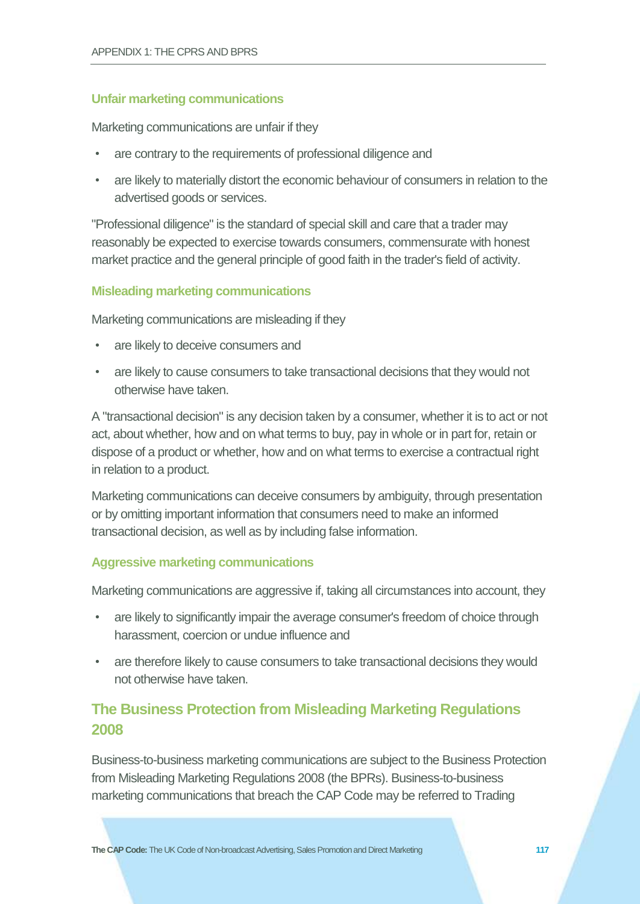### Unfair marketing communications

Marketing communications are unfair if they

- are contrary to the requirements of professional diligence and
- are likely to materially distort the economic behaviour of consumers in relation to the advertised goods or services.

"Professional diligence" is the standard of special skill and care that a trader may reasonably be expected to exercise towards consumers, commensurate with honest market practice and the general principle of good faith in the trader's field of activity.

### Misleading marketing communications

Marketing communications are misleading if they

- are likely to deceive consumers and
- are likely to cause consumers to take transactional decisions that they would not otherwise have taken.

A "transactional decision" is any decision taken by a consumer, whether it is to act or not act, about whether, how and on what terms to buy, pay in whole or in part for, retain or dispose of a product or whether, how and on what terms to exercise a contractual right in relation to a product.

Marketing communications can deceive consumers by ambiguity, through presentation or by omitting important information that consumers need to make an informed transactional decision, as well as by including false information.

### Aggressive marketing communications

Marketing communications are aggressive if, taking all circumstances into account, they

- are likely to significantly impair the average consumer's freedom of choice through harassment, coercion or undue influence and
- are therefore likely to cause consumers to take transactional decisions they would not otherwise have taken.

## The Business Protection from Misleading Marketing Regulations 2008

Business-to-business marketing communications are subject to the Business Protection from Misleading Marketing Regulations 2008 (the BPRs). Business-to-business marketing communications that breach the CAP Code may be referred to Trading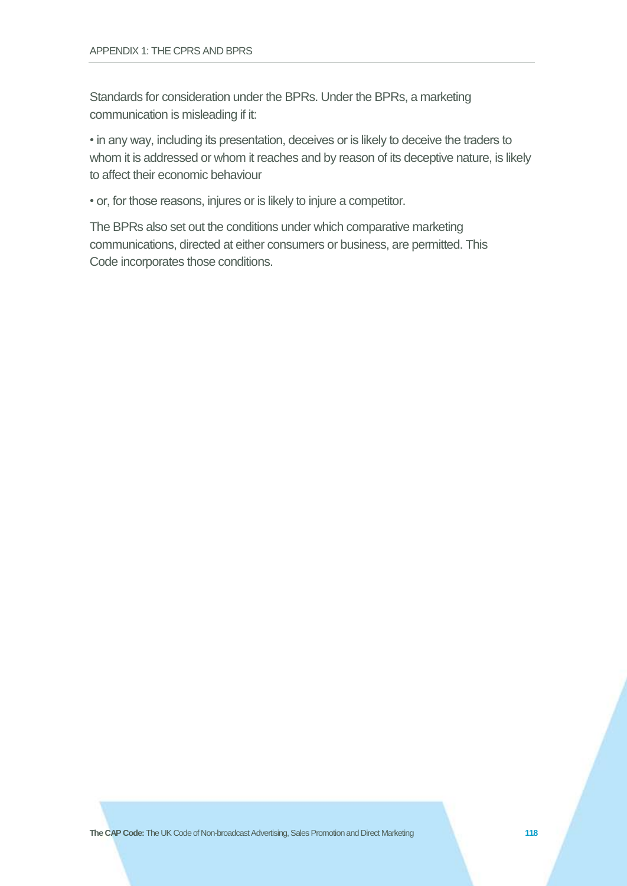Standards for consideration under the BPRs. Under the BPRs, a marketing communication is misleading if it:

- in any way, including its presentation, deceives or is likely to deceive the traders to whom it is addressed or whom it reaches and by reason of its deceptive nature, is likely to affect their economic behaviour
- or, for those reasons, injures or is likely to injure a competitor.

The BPRs also set out the conditions under which comparative marketing communications, directed at either consumers or business, are permitted. This Code incorporates those conditions.